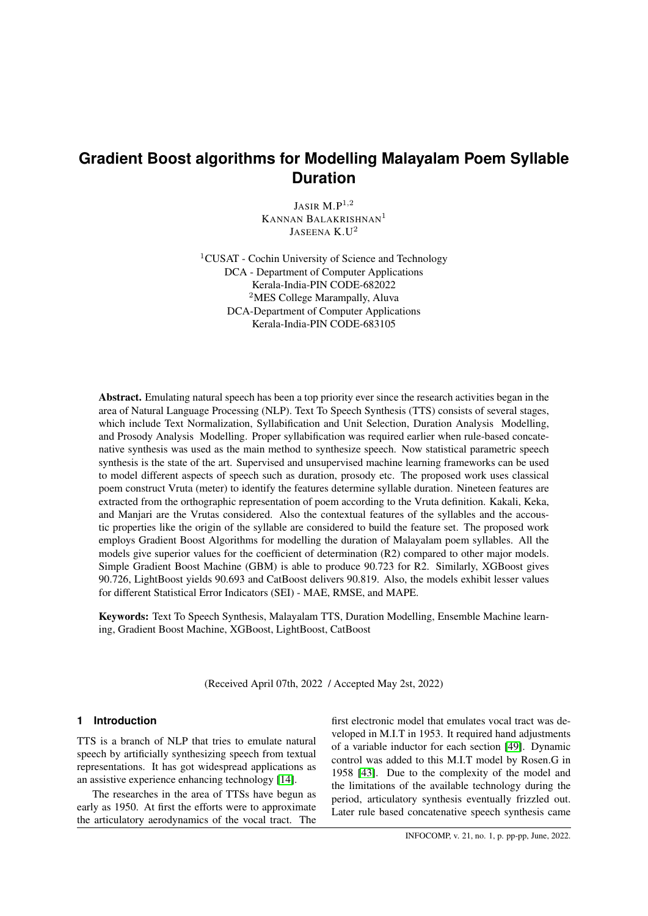# Gradient Boost algorithms for Modelling Malayalam Poem Syllable Duration

JASIR M.P[1,2]
KANNAN BALAKRISHNAN[1]
JASEENA K.U[2]

[1]CUSAT - Cochin University of Science and Technology
DCA - Department of Computer Applications
Kerala-India-PIN CODE-682022
[2]MES College Marampally, Aluva
DCA-Department of Computer Applications
Kerala-India-PIN CODE-683105

**Abstract.** Emulating natural speech has been a top priority ever since the research activities began in the area of Natural Language Processing (NLP). Text To Speech Synthesis (TTS) consists of several stages, which include Text Normalization, Syllabification and Unit Selection, Duration Analysis Modelling, and Prosody Analysis Modelling. Proper syllabification was required earlier when rule-based concatenative synthesis was used as the main method to synthesize speech. Now statistical parametric speech synthesis is the state of the art. Supervised and unsupervised machine learning frameworks can be used to model different aspects of speech such as duration, prosody etc. The proposed work uses classical poem construct Vruta (meter) to identify the features determine syllable duration. Nineteen features are extracted from the orthographic representation of poem according to the Vruta definition. Kakali, Keka, and Manjari are the Vrutas considered. Also the contextual features of the syllables and the accoustic properties like the origin of the syllable are considered to build the feature set. The proposed work employs Gradient Boost Algorithms for modelling the duration of Malayalam poem syllables. All the models give superior values for the coefficient of determination (R2) compared to other major models. Simple Gradient Boost Machine (GBM) is able to produce 90.723 for R2. Similarly, XGBoost gives 90.726, LightBoost yields 90.693 and CatBoost delivers 90.819. Also, the models exhibit lesser values for different Statistical Error Indicators (SEI) - MAE, RMSE, and MAPE.

**Keywords:** Text To Speech Synthesis, Malayalam TTS, Duration Modelling, Ensemble Machine learning, Gradient Boost Machine, XGBoost, LightBoost, CatBoost

(Received April 07th, 2022 / Accepted May 2st, 2022)

## 1 Introduction

TTS is a branch of NLP that tries to emulate natural speech by artificially synthesizing speech from textual representations. It has got widespread applications as an assistive experience enhancing technology [14].

The researches in the area of TTSs have begun as early as 1950. At first the efforts were to approximate the articulatory aerodynamics of the vocal tract. The first electronic model that emulates vocal tract was developed in M.I.T in 1953. It required hand adjustments of a variable inductor for each section [49]. Dynamic control was added to this M.I.T model by Rosen.G in 1958 [43]. Due to the complexity of the model and the limitations of the available technology during the period, articulatory synthesis eventually frizzled out. Later rule based concatenative speech synthesis came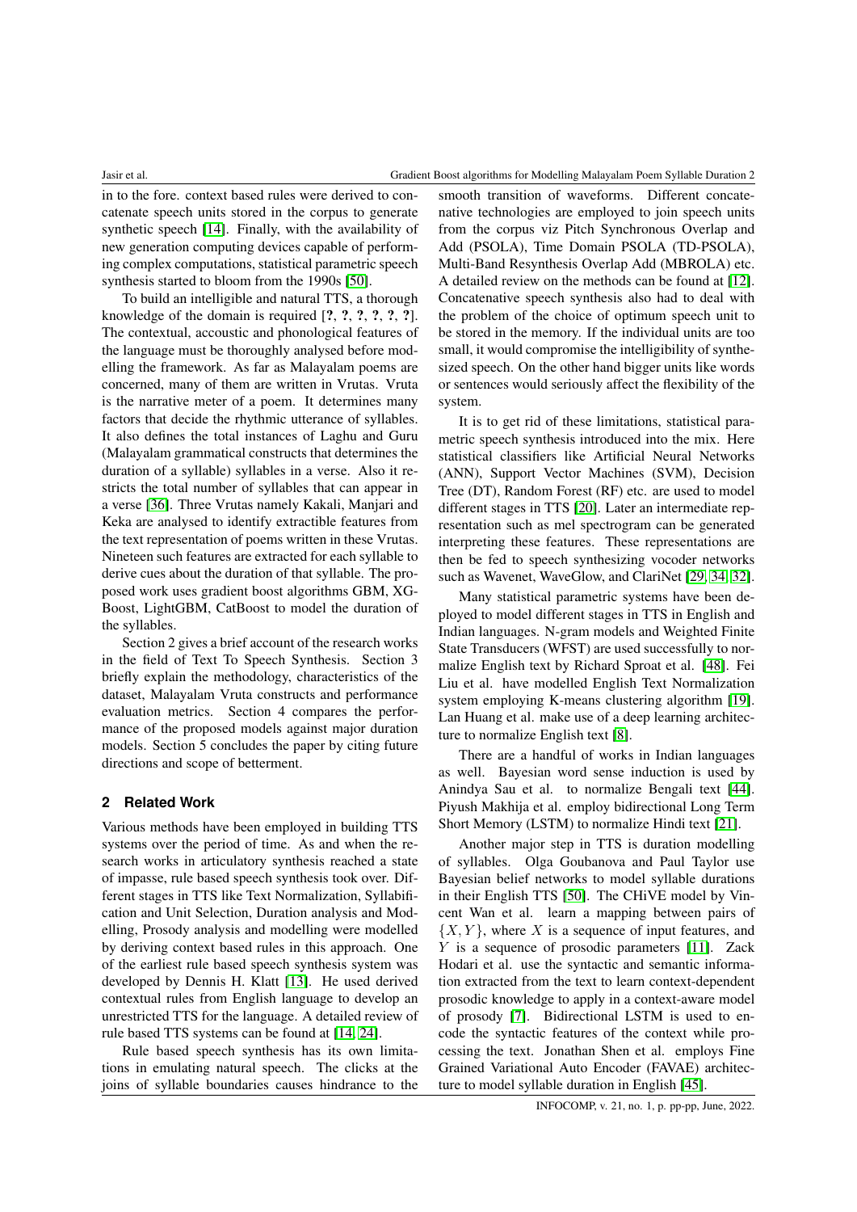in to the fore. context based rules were derived to concatenate speech units stored in the corpus to generate synthetic speech [14]. Finally, with the availability of new generation computing devices capable of performing complex computations, statistical parametric speech synthesis started to bloom from the 1990s [50].

To build an intelligible and natural TTS, a thorough knowledge of the domain is required [?, ?, ?, ?, ?, ?]. The contextual, accoustic and phonological features of the language must be thoroughly analysed before modelling the framework. As far as Malayalam poems are concerned, many of them are written in Vrutas. Vruta is the narrative meter of a poem. It determines many factors that decide the rhythmic utterance of syllables. It also defines the total instances of Laghu and Guru (Malayalam grammatical constructs that determines the duration of a syllable) syllables in a verse. Also it restricts the total number of syllables that can appear in a verse [36]. Three Vrutas namely Kakali, Manjari and Keka are analysed to identify extractible features from the text representation of poems written in these Vrutas. Nineteen such features are extracted for each syllable to derive cues about the duration of that syllable. The proposed work uses gradient boost algorithms GBM, XGBoost, LightGBM, CatBoost to model the duration of the syllables.

Section 2 gives a brief account of the research works in the field of Text To Speech Synthesis. Section 3 briefly explain the methodology, characteristics of the dataset, Malayalam Vruta constructs and performance evaluation metrics. Section 4 compares the performance of the proposed models against major duration models. Section 5 concludes the paper by citing future directions and scope of betterment.

## 2 Related Work

Various methods have been employed in building TTS systems over the period of time. As and when the research works in articulatory synthesis reached a state of impasse, rule based speech synthesis took over. Different stages in TTS like Text Normalization, Syllabification and Unit Selection, Duration analysis and Modelling, Prosody analysis and modelling were modelled by deriving context based rules in this approach. One of the earliest rule based speech synthesis system was developed by Dennis H. Klatt [13]. He used derived contextual rules from English language to develop an unrestricted TTS for the language. A detailed review of rule based TTS systems can be found at [14, 24].

Rule based speech synthesis has its own limitations in emulating natural speech. The clicks at the joins of syllable boundaries causes hindrance to the smooth transition of waveforms. Different concatenative technologies are employed to join speech units from the corpus viz Pitch Synchronous Overlap and Add (PSOLA), Time Domain PSOLA (TD-PSOLA), Multi-Band Resynthesis Overlap Add (MBROLA) etc. A detailed review on the methods can be found at [12]. Concatenative speech synthesis also had to deal with the problem of the choice of optimum speech unit to be stored in the memory. If the individual units are too small, it would compromise the intelligibility of synthesized speech. On the other hand bigger units like words or sentences would seriously affect the flexibility of the system.

It is to get rid of these limitations, statistical parametric speech synthesis introduced into the mix. Here statistical classifiers like Artificial Neural Networks (ANN), Support Vector Machines (SVM), Decision Tree (DT), Random Forest (RF) etc. are used to model different stages in TTS [20]. Later an intermediate representation such as mel spectrogram can be generated interpreting these features. These representations are then be fed to speech synthesizing vocoder networks such as Wavenet, WaveGlow, and ClariNet [29, 34, 32].

Many statistical parametric systems have been deployed to model different stages in TTS in English and Indian languages. N-gram models and Weighted Finite State Transducers (WFST) are used successfully to normalize English text by Richard Sproat et al. [48]. Fei Liu et al. have modelled English Text Normalization system employing K-means clustering algorithm [19]. Lan Huang et al. make use of a deep learning architecture to normalize English text [8].

There are a handful of works in Indian languages as well. Bayesian word sense induction is used by Anindya Sau et al. to normalize Bengali text [44]. Piyush Makhija et al. employ bidirectional Long Term Short Memory (LSTM) to normalize Hindi text [21].

Another major step in TTS is duration modelling of syllables. Olga Goubanova and Paul Taylor use Bayesian belief networks to model syllable durations in their English TTS [50]. The CHiVE model by Vincent Wan et al. learn a mapping between pairs of $\{X, Y\}$, where $X$ is a sequence of input features, and $Y$ is a sequence of prosodic parameters [11]. Zack Hodari et al. use the syntactic and semantic information extracted from the text to learn context-dependent prosodic knowledge to apply in a context-aware model of prosody [7]. Bidirectional LSTM is used to encode the syntactic features of the context while processing the text. Jonathan Shen et al. employs Fine Grained Variational Auto Encoder (FAVAE) architecture to model syllable duration in English [45].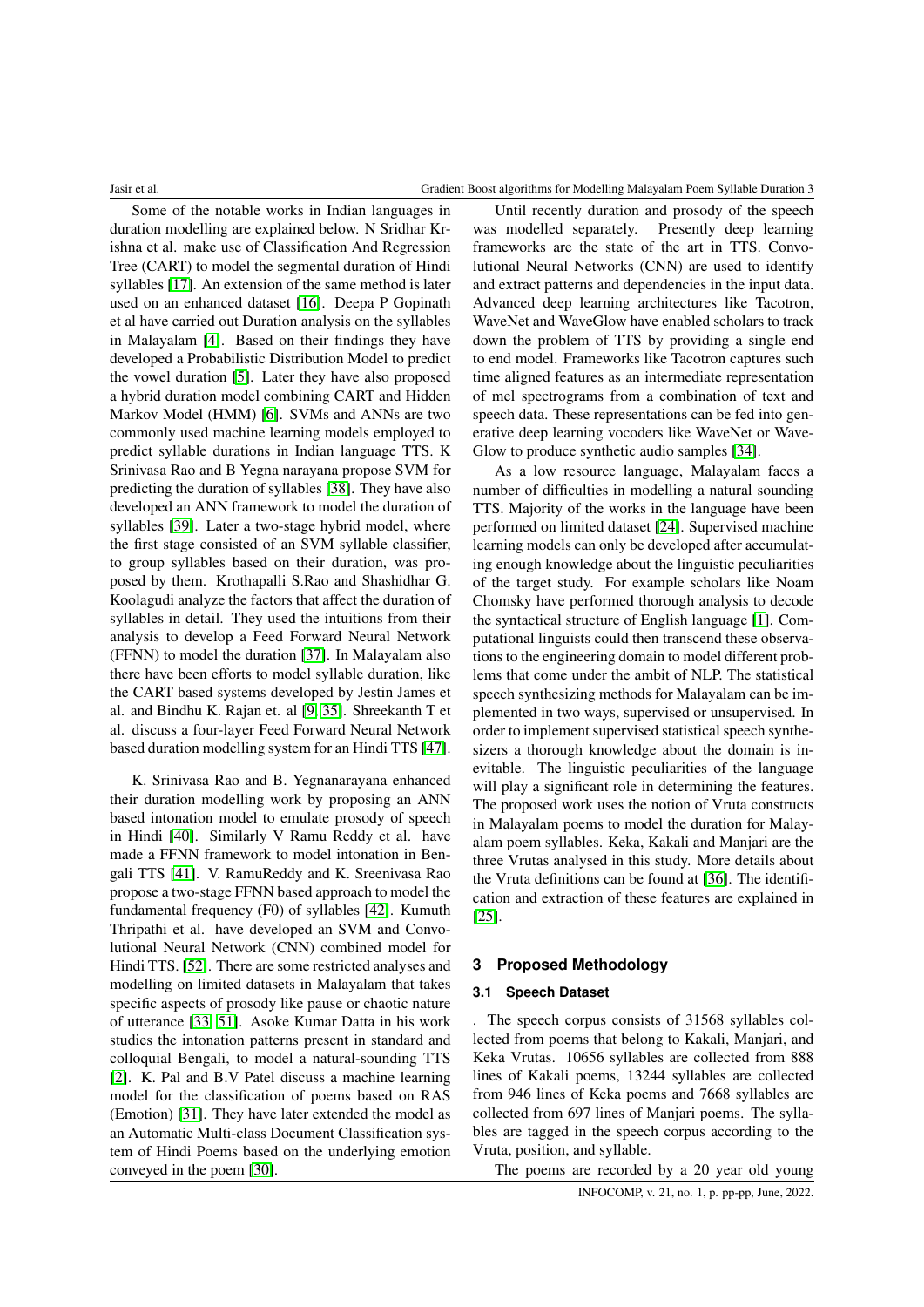Some of the notable works in Indian languages in duration modelling are explained below. N Sridhar Krishna et al. make use of Classification And Regression Tree (CART) to model the segmental duration of Hindi syllables [17]. An extension of the same method is later used on an enhanced dataset [16]. Deepa P Gopinath et al have carried out Duration analysis on the syllables in Malayalam [4]. Based on their findings they have developed a Probabilistic Distribution Model to predict the vowel duration [5]. Later they have also proposed a hybrid duration model combining CART and Hidden Markov Model (HMM) [6]. SVMs and ANNs are two commonly used machine learning models employed to predict syllable durations in Indian language TTS. K Srinivasa Rao and B Yegna narayana propose SVM for predicting the duration of syllables [38]. They have also developed an ANN framework to model the duration of syllables [39]. Later a two-stage hybrid model, where the first stage consisted of an SVM syllable classifier, to group syllables based on their duration, was proposed by them. Krothapalli S.Rao and Shashidhar G. Koolagudi analyze the factors that affect the duration of syllables in detail. They used the intuitions from their analysis to develop a Feed Forward Neural Network (FFNN) to model the duration [37]. In Malayalam also there have been efforts to model syllable duration, like the CART based systems developed by Jestin James et al. and Bindhu K. Rajan et. al [9, 35]. Shreekanth T et al. discuss a four-layer Feed Forward Neural Network based duration modelling system for an Hindi TTS [47].

K. Srinivasa Rao and B. Yegnanarayana enhanced their duration modelling work by proposing an ANN based intonation model to emulate prosody of speech in Hindi [40]. Similarly V Ramu Reddy et al. have made a FFNN framework to model intonation in Bengali TTS [41]. V. RamuReddy and K. Sreenivasa Rao propose a two-stage FFNN based approach to model the fundamental frequency (F0) of syllables [42]. Kumuth Thripathi et al. have developed an SVM and Convolutional Neural Network (CNN) combined model for Hindi TTS. [52]. There are some restricted analyses and modelling on limited datasets in Malayalam that takes specific aspects of prosody like pause or chaotic nature of utterance [33, 51]. Asoke Kumar Datta in his work studies the intonation patterns present in standard and colloquial Bengali, to model a natural-sounding TTS [2]. K. Pal and B.V Patel discuss a machine learning model for the classification of poems based on RAS (Emotion) [31]. They have later extended the model as an Automatic Multi-class Document Classification system of Hindi Poems based on the underlying emotion conveyed in the poem [30].

Until recently duration and prosody of the speech was modelled separately. Presently deep learning frameworks are the state of the art in TTS. Convolutional Neural Networks (CNN) are used to identify and extract patterns and dependencies in the input data. Advanced deep learning architectures like Tacotron, WaveNet and WaveGlow have enabled scholars to track down the problem of TTS by providing a single end to end model. Frameworks like Tacotron captures such time aligned features as an intermediate representation of mel spectrograms from a combination of text and speech data. These representations can be fed into generative deep learning vocoders like WaveNet or WaveGlow to produce synthetic audio samples [34].

As a low resource language, Malayalam faces a number of difficulties in modelling a natural sounding TTS. Majority of the works in the language have been performed on limited dataset [24]. Supervised machine learning models can only be developed after accumulating enough knowledge about the linguistic peculiarities of the target study. For example scholars like Noam Chomsky have performed thorough analysis to decode the syntactical structure of English language [1]. Computational linguists could then transcend these observations to the engineering domain to model different problems that come under the ambit of NLP. The statistical speech synthesizing methods for Malayalam can be implemented in two ways, supervised or unsupervised. In order to implement supervised statistical speech synthesizers a thorough knowledge about the domain is inevitable. The linguistic peculiarities of the language will play a significant role in determining the features. The proposed work uses the notion of Vruta constructs in Malayalam poems to model the duration for Malayalam poem syllables. Keka, Kakali and Manjari are the three Vrutas analysed in this study. More details about the Vruta definitions can be found at [36]. The identification and extraction of these features are explained in [25].

## 3 Proposed Methodology

### 3.1 Speech Dataset

. The speech corpus consists of 31568 syllables collected from poems that belong to Kakali, Manjari, and Keka Vrutas. 10656 syllables are collected from 888 lines of Kakali poems, 13244 syllables are collected from 946 lines of Keka poems and 7668 syllables are collected from 697 lines of Manjari poems. The syllables are tagged in the speech corpus according to the Vruta, position, and syllable.

The poems are recorded by a 20 year old young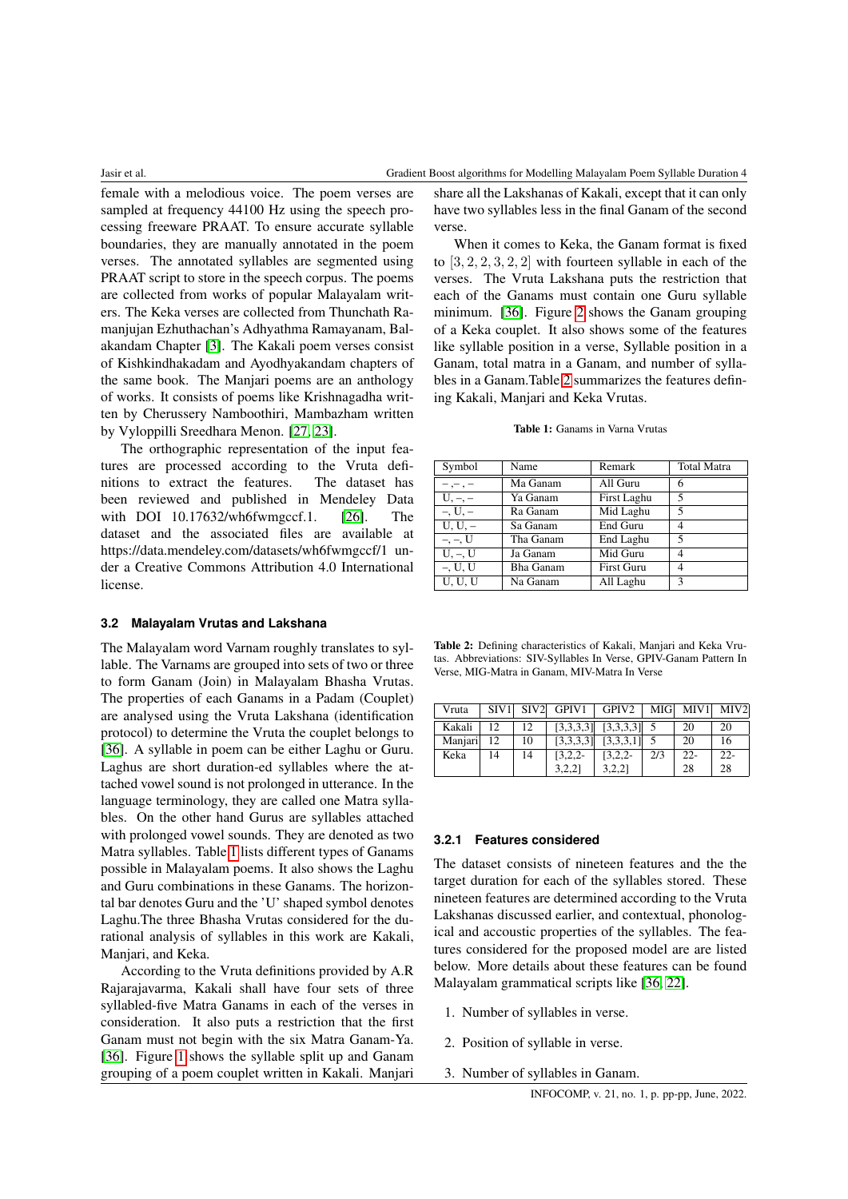female with a melodious voice. The poem verses are sampled at frequency 44100 Hz using the speech processing freeware PRAAT. To ensure accurate syllable boundaries, they are manually annotated in the poem verses. The annotated syllables are segmented using PRAAT script to store in the speech corpus. The poems are collected from works of popular Malayalam writers. The Keka verses are collected from Thunchath Ramanjujan Ezhuthachan's Adhyathma Ramayanam, Balakandam Chapter [3]. The Kakali poem verses consist of Kishkindhakadam and Ayodhyakandam chapters of the same book. The Manjari poems are an anthology of works. It consists of poems like Krishnagadha written by Cherussery Namboothiri, Mambazham written by Vyloppilli Sreedhara Menon. [27, 23].

The orthographic representation of the input features are processed according to the Vruta definitions to extract the features. The dataset has been reviewed and published in Mendeley Data with DOI 10.17632/wh6fwmgccf.1. [26]. The dataset and the associated files are available at https://data.mendeley.com/datasets/wh6fwmgccf/1 under a Creative Commons Attribution 4.0 International license.

### 3.2 Malayalam Vrutas and Lakshana

The Malayalam word Varnam roughly translates to syllable. The Varnams are grouped into sets of two or three to form Ganam (Join) in Malayalam Bhasha Vrutas. The properties of each Ganams in a Padam (Couplet) are analysed using the Vruta Lakshana (identification protocol) to determine the Vruta the couplet belongs to [36]. A syllable in poem can be either Laghu or Guru. Laghus are short duration-ed syllables where the attached vowel sound is not prolonged in utterance. In the language terminology, they are called one Matra syllables. On the other hand Gurus are syllables attached with prolonged vowel sounds. They are denoted as two Matra syllables. Table 1 lists different types of Ganams possible in Malayalam poems. It also shows the Laghu and Guru combinations in these Ganams. The horizontal bar denotes Guru and the 'U' shaped symbol denotes Laghu.The three Bhasha Vrutas considered for the durational analysis of syllables in this work are Kakali, Manjari, and Keka.

According to the Vruta definitions provided by A.R Rajarajavarma, Kakali shall have four sets of three syllabled-five Matra Ganams in each of the verses in consideration. It also puts a restriction that the first Ganam must not begin with the six Matra Ganam-Ya. [36]. Figure 1 shows the syllable split up and Ganam grouping of a poem couplet written in Kakali. Manjari share all the Lakshanas of Kakali, except that it can only have two syllables less in the final Ganam of the second verse.

When it comes to Keka, the Ganam format is fixed to $[3, 2, 2, 3, 2, 2]$ with fourteen syllable in each of the verses. The Vruta Lakshana puts the restriction that each of the Ganams must contain one Guru syllable minimum. [36]. Figure 2 shows the Ganam grouping of a Keka couplet. It also shows some of the features like syllable position in a verse, Syllable position in a Ganam, total matra in a Ganam, and number of syllables in a Ganam.Table 2 summarizes the features defining Kakali, Manjari and Keka Vrutas.

**Table 1:** Ganams in Varna Vrutas

| Symbol | Name | Remark | Total Matra |
|---|---|---|---|
| –, –, – | Ma Ganam | All Guru | 6 |
| U, –, – | Ya Ganam | First Laghu | 5 |
| –, U, – | Ra Ganam | Mid Laghu | 5 |
| U, U, – | Sa Ganam | End Guru | 4 |
| –, –, U | Tha Ganam | End Laghu | 5 |
| U, –, U | Ja Ganam | Mid Guru | 4 |
| –, U, U | Bha Ganam | First Guru | 4 |
| U, U, U | Na Ganam | All Laghu | 3 |

**Table 2:** Defining characteristics of Kakali, Manjari and Keka Vrutas. Abbreviations: SIV-Syllables In Verse, GPIV-Ganam Pattern In Verse, MIG-Matra in Ganam, MIV-Matra In Verse

| Vruta | SIV1 | SIV2 | GPIV1 | GPIV2 | MIG | MIV1 | MIV2 |
|---|---|---|---|---|---|---|---|
| Kakali | 12 | 12 | [3,3,3,3] | [3,3,3,3] | 5 | 20 | 20 |
| Manjari | 12 | 10 | [3,3,3,3] | [3,3,3,1] | 5 | 20 | 16 |
| Keka | 14 | 14 | [3,2,2-3,2,2] | [3,2,2-3,2,2] | 2/3 | 22-28 | 22-28 |

#### 3.2.1 Features considered

The dataset consists of nineteen features and the the target duration for each of the syllables stored. These nineteen features are determined according to the Vruta Lakshanas discussed earlier, and contextual, phonological and accoustic properties of the syllables. The features considered for the proposed model are are listed below. More details about these features can be found Malayalam grammatical scripts like [36, 22].

1. Number of syllables in verse.
2. Position of syllable in verse.
3. Number of syllables in Ganam.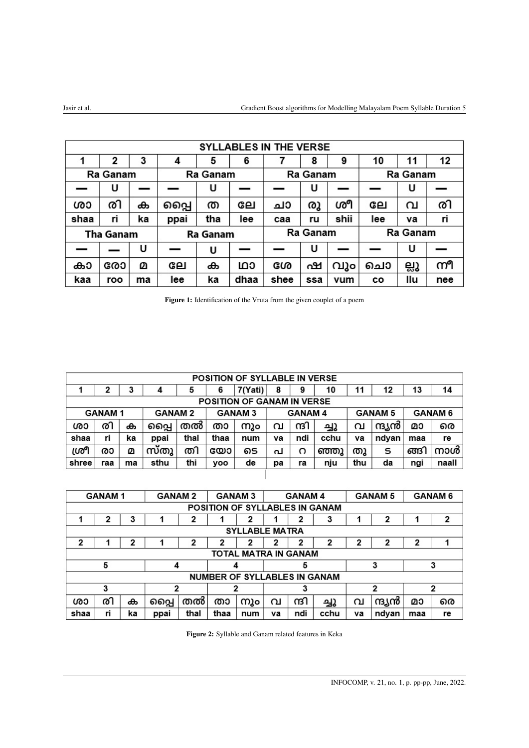| SYLLABLES IN THE VERSE | | | | | | | | | | | |
|---|---|---|---|---|---|---|---|---|---|---|---|
| 1 | 2 | 3 | 4 | 5 | 6 | 7 | 8 | 9 | 10 | 11 | 12 |
| Ra Ganam | | | Ra Ganam | | | Ra Ganam | | | Ra Ganam | | |
| — | U | — | — | U | — | — | U | — | — | U | — |
| ശാ | രി | ക | പ്പൈ | ത | ലേ | ചാ | രു | ശീ | ലേ | വ | രി |
| shaa | ri | ka | ppai | tha | lee | caa | ru | shii | lee | va | ri |
| Tha Ganam | | | Ra Ganam | | | Ra Ganam | | | Ra Ganam | | |
| — | — | U | — | U | — | — | U | — | — | U | — |
| കാ | രോ | മ | ലേ | ക | ഥാ | ശേ | ഷ | വും | ചൊ | ല്ലു | നീ |
| kaa | roo | ma | lee | ka | dhaa | shee | ssa | vum | co | llu | nee |

**Figure 1:** Identification of the Vruta from the given couplet of a poem

| POSITION OF SYLLABLE IN VERSE | | | | | | | | | | | | | |
|---|---|---|---|---|---|---|---|---|---|---|---|---|---|
| 1 | 2 | 3 | 4 | 5 | 6 | 7(Yati) | 8 | 9 | 10 | 11 | 12 | 13 | 14 |
| POSITION OF GANAM IN VERSE | | | | | | | | | | | | | |
| GANAM 1 | | | GANAM 2 | | GANAM 3 | | GANAM 4 | | | GANAM 5 | | GANAM 6 | |
| ശാ | രി | ക | പ്പൈ | തൽ | താ | നും | വ | ന്ദി | ച്ചു | വ | ന്ദ്യൻ | മാ | രെ |
| shaa | ri | ka | ppai | thal | thaa | num | va | ndi | cchu | va | ndyan | maa | re |
| ശ്രീ | രാ | മ | സ്തു | തി | യോ | ടെ | പ | റ | ഞ്ഞു | തു | ട | ങ്ങി | നാൾ |
| shree | raa | ma | sthu | thi | yoo | de | pa | ra | nju | thu | da | ngi | naall |

| GANAM 1 | | | GANAM 2 | | GANAM 3 | | GANAM 4 | | | GANAM 5 | | GANAM 6 | |
|---|---|---|---|---|---|---|---|---|---|---|---|---|---|
| POSITION OF SYLLABLES IN GANAM | | | | | | | | | | | | | |
| 1 | 2 | 3 | 1 | 2 | 1 | 2 | 1 | 2 | 3 | 1 | 2 | 1 | 2 |
| SYLLABLE MATRA | | | | | | | | | | | | | |
| 2 | 1 | 2 | 1 | 2 | 2 | 2 | 2 | 2 | 2 | 2 | 2 | 2 | 1 |
| TOTAL MATRA IN GANAM | | | | | | | | | | | | | |
| 5 | | | 4 | | 4 | | 5 | | | 3 | | 3 | |
| NUMBER OF SYLLABLES IN GANAM | | | | | | | | | | | | | |
| 3 | | | 2 | | 2 | | 3 | | | 2 | | 2 | |
| ശാ | രി | ക | പ്പൈ | തൽ | താ | നും | വ | ന്ദി | ച്ചു | വ | ന്ദ്യൻ | മാ | രെ |
| shaa | ri | ka | ppai | thal | thaa | num | va | ndi | cchu | va | ndyan | maa | re |

**Figure 2:** Syllable and Ganam related features in Keka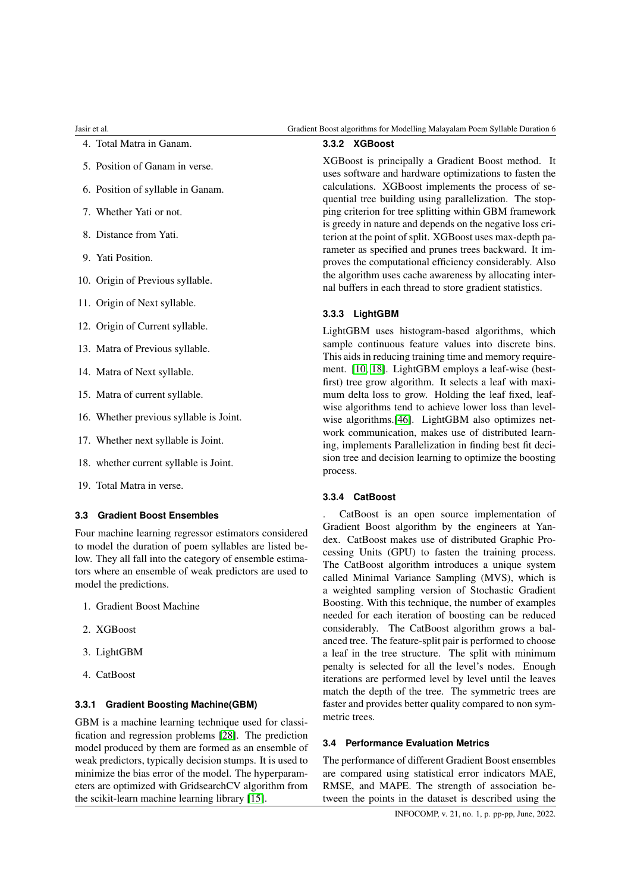4. Total Matra in Ganam.
5. Position of Ganam in verse.
6. Position of syllable in Ganam.
7. Whether Yati or not.
8. Distance from Yati.
9. Yati Position.
10. Origin of Previous syllable.
11. Origin of Next syllable.
12. Origin of Current syllable.
13. Matra of Previous syllable.
14. Matra of Next syllable.
15. Matra of current syllable.
16. Whether previous syllable is Joint.
17. Whether next syllable is Joint.
18. whether current syllable is Joint.
19. Total Matra in verse.

### 3.3 Gradient Boost Ensembles

Four machine learning regressor estimators considered to model the duration of poem syllables are listed below. They all fall into the category of ensemble estimators where an ensemble of weak predictors are used to model the predictions.

1. Gradient Boost Machine
2. XGBoost
3. LightGBM
4. CatBoost

#### 3.3.1 Gradient Boosting Machine(GBM)

GBM is a machine learning technique used for classification and regression problems [28]. The prediction model produced by them are formed as an ensemble of weak predictors, typically decision stumps. It is used to minimize the bias error of the model. The hyperparameters are optimized with GridsearchCV algorithm from the scikit-learn machine learning library [15].

#### 3.3.2 XGBoost

XGBoost is principally a Gradient Boost method. It uses software and hardware optimizations to fasten the calculations. XGBoost implements the process of sequential tree building using parallelization. The stopping criterion for tree splitting within GBM framework is greedy in nature and depends on the negative loss criterion at the point of split. XGBoost uses max-depth parameter as specified and prunes trees backward. It improves the computational efficiency considerably. Also the algorithm uses cache awareness by allocating internal buffers in each thread to store gradient statistics.

#### 3.3.3 LightGBM

LightGBM uses histogram-based algorithms, which sample continuous feature values into discrete bins. This aids in reducing training time and memory requirement. [10, 18]. LightGBM employs a leaf-wise (best-first) tree grow algorithm. It selects a leaf with maximum delta loss to grow. Holding the leaf fixed, leaf-wise algorithms tend to achieve lower loss than level-wise algorithms.[46]. LightGBM also optimizes network communication, makes use of distributed learning, implements Parallelization in finding best fit decision tree and decision learning to optimize the boosting process.

#### 3.3.4 CatBoost

. CatBoost is an open source implementation of Gradient Boost algorithm by the engineers at Yandex. CatBoost makes use of distributed Graphic Processing Units (GPU) to fasten the training process. The CatBoost algorithm introduces a unique system called Minimal Variance Sampling (MVS), which is a weighted sampling version of Stochastic Gradient Boosting. With this technique, the number of examples needed for each iteration of boosting can be reduced considerably. The CatBoost algorithm grows a balanced tree. The feature-split pair is performed to choose a leaf in the tree structure. The split with minimum penalty is selected for all the level's nodes. Enough iterations are performed level by level until the leaves match the depth of the tree. The symmetric trees are faster and provides better quality compared to non symmetric trees.

### 3.4 Performance Evaluation Metrics

The performance of different Gradient Boost ensembles are compared using statistical error indicators MAE, RMSE, and MAPE. The strength of association between the points in the dataset is described using the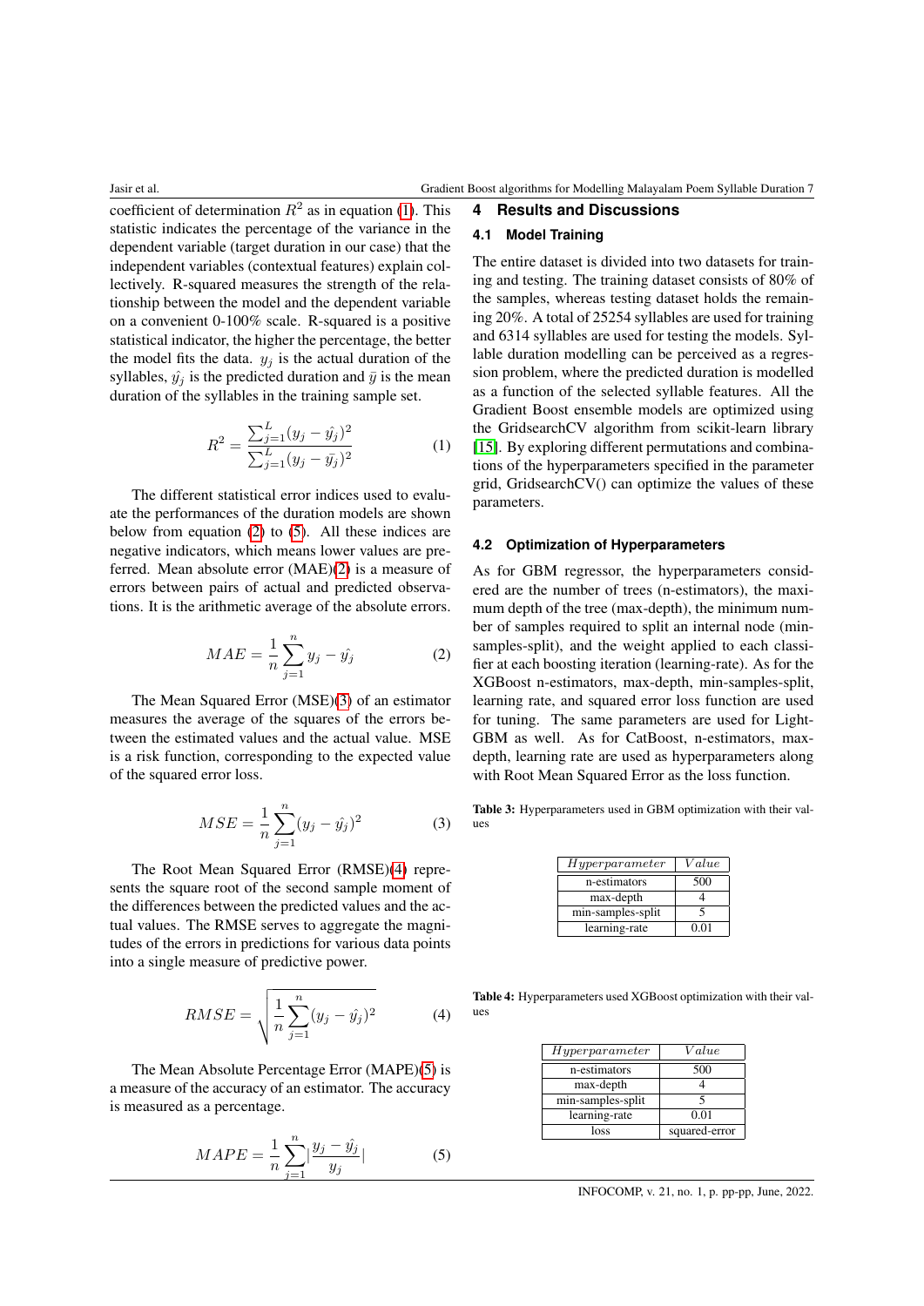coefficient of determination $R^2$ as in equation (1). This statistic indicates the percentage of the variance in the dependent variable (target duration in our case) that the independent variables (contextual features) explain collectively. R-squared measures the strength of the relationship between the model and the dependent variable on a convenient 0-100% scale. R-squared is a positive statistical indicator, the higher the percentage, the better the model fits the data. $y_j$ is the actual duration of the syllables, $\hat{y_j}$ is the predicted duration and $\bar{y}$ is the mean duration of the syllables in the training sample set.

$$R^2 = \frac{\sum_{j=1}^{L}(y_j - \hat{y_j})^2}{\sum_{j=1}^{L}(y_j - \bar{y_j})^2} \quad (1)$$

The different statistical error indices used to evaluate the performances of the duration models are shown below from equation (2) to (5). All these indices are negative indicators, which means lower values are preferred. Mean absolute error (MAE)(2) is a measure of errors between pairs of actual and predicted observations. It is the arithmetic average of the absolute errors.

$$MAE = \frac{1}{n}\sum_{j=1}^{n} y_j - \hat{y_j} \quad (2)$$

The Mean Squared Error (MSE)(3) of an estimator measures the average of the squares of the errors between the estimated values and the actual value. MSE is a risk function, corresponding to the expected value of the squared error loss.

$$MSE = \frac{1}{n}\sum_{j=1}^{n}(y_j - \hat{y_j})^2 \quad (3)$$

The Root Mean Squared Error (RMSE)(4) represents the square root of the second sample moment of the differences between the predicted values and the actual values. The RMSE serves to aggregate the magnitudes of the errors in predictions for various data points into a single measure of predictive power.

$$RMSE = \sqrt{\frac{1}{n}\sum_{j=1}^{n}(y_j - \hat{y_j})^2} \quad (4)$$

The Mean Absolute Percentage Error (MAPE)(5) is a measure of the accuracy of an estimator. The accuracy is measured as a percentage.

$$MAPE = \frac{1}{n}\sum_{j=1}^{n}\left|\frac{y_j - \hat{y_j}}{y_j}\right| \quad (5)$$

## 4 Results and Discussions

### 4.1 Model Training

The entire dataset is divided into two datasets for training and testing. The training dataset consists of 80% of the samples, whereas testing dataset holds the remaining 20%. A total of 25254 syllables are used for training and 6314 syllables are used for testing the models. Syllable duration modelling can be perceived as a regression problem, where the predicted duration is modelled as a function of the selected syllable features. All the Gradient Boost ensemble models are optimized using the GridsearchCV algorithm from scikit-learn library [15]. By exploring different permutations and combinations of the hyperparameters specified in the parameter grid, GridsearchCV() can optimize the values of these parameters.

### 4.2 Optimization of Hyperparameters

As for GBM regressor, the hyperparameters considered are the number of trees (n-estimators), the maximum depth of the tree (max-depth), the minimum number of samples required to split an internal node (min-samples-split), and the weight applied to each classifier at each boosting iteration (learning-rate). As for the XGBoost n-estimators, max-depth, min-samples-split, learning rate, and squared error loss function are used for tuning. The same parameters are used for LightGBM as well. As for CatBoost, n-estimators, max-depth, learning rate are used as hyperparameters along with Root Mean Squared Error as the loss function.

**Table 3:** Hyperparameters used in GBM optimization with their values

| $Hyperparameter$ | $Value$ |
|---|---|
| n-estimators | 500 |
| max-depth | 4 |
| min-samples-split | 5 |
| learning-rate | 0.01 |

**Table 4:** Hyperparameters used XGBoost optimization with their values

| $Hyperparameter$ | $Value$ |
|---|---|
| n-estimators | 500 |
| max-depth | 4 |
| min-samples-split | 5 |
| learning-rate | 0.01 |
| loss | squared-error |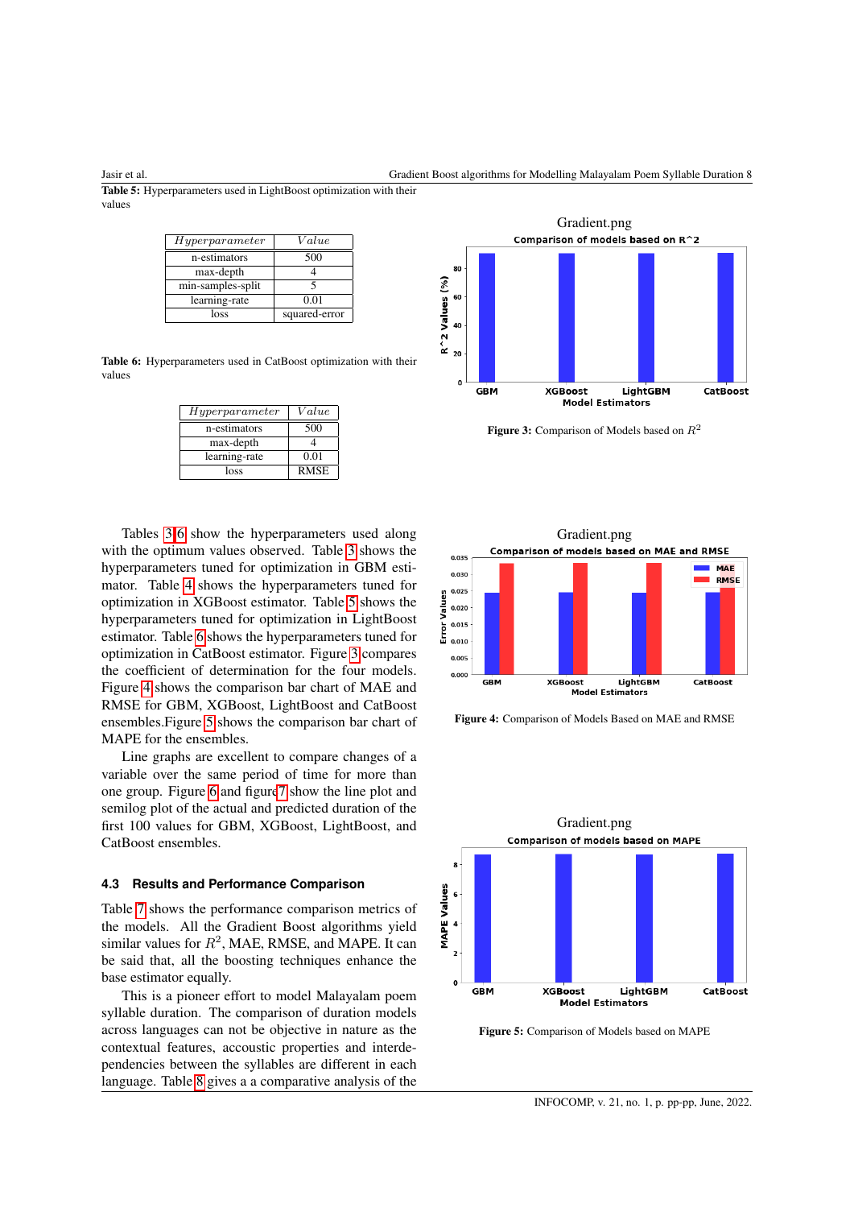**Table 5:** Hyperparameters used in LightBoost optimization with their values

| *Hyperparameter* | *Value* |
|---|---|
| n-estimators | 500 |
| max-depth | 4 |
| min-samples-split | 5 |
| learning-rate | 0.01 |
| loss | squared-error |

**Table 6:** Hyperparameters used in CatBoost optimization with their values

| *Hyperparameter* | *Value* |
|---|---|
| n-estimators | 500 |
| max-depth | 4 |
| learning-rate | 0.01 |
| loss | RMSE |

Tables 3-6 show the hyperparameters used along with the optimum values observed. Table 3 shows the hyperparameters tuned for optimization in GBM estimator. Table 4 shows the hyperparameters tuned for optimization in XGBoost estimator. Table 5 shows the hyperparameters tuned for optimization in LightBoost estimator. Table 6 shows the hyperparameters tuned for optimization in CatBoost estimator. Figure 3 compares the coefficient of determination for the four models. Figure 4 shows the comparison bar chart of MAE and RMSE for GBM, XGBoost, LightBoost and CatBoost ensembles.Figure 5 shows the comparison bar chart of MAPE for the ensembles.

Line graphs are excellent to compare changes of a variable over the same period of time for more than one group. Figure 6 and figure 7 show the line plot and semilog plot of the actual and predicted duration of the first 100 values for GBM, XGBoost, LightBoost, and CatBoost ensembles.

Gradient.png

**Figure 3:** Comparison of Models based on $R^2$

Gradient.png

**Figure 4:** Comparison of Models Based on MAE and RMSE

Gradient.png

**Figure 5:** Comparison of Models based on MAPE

### 4.3 Results and Performance Comparison

Table 7 shows the performance comparison metrics of the models. All the Gradient Boost algorithms yield similar values for $R^2$, MAE, RMSE, and MAPE. It can be said that, all the boosting techniques enhance the base estimator equally.

This is a pioneer effort to model Malayalam poem syllable duration. The comparison of duration models across languages can not be objective in nature as the contextual features, accoustic properties and interdependencies between the syllables are different in each language. Table 8 gives a a comparative analysis of the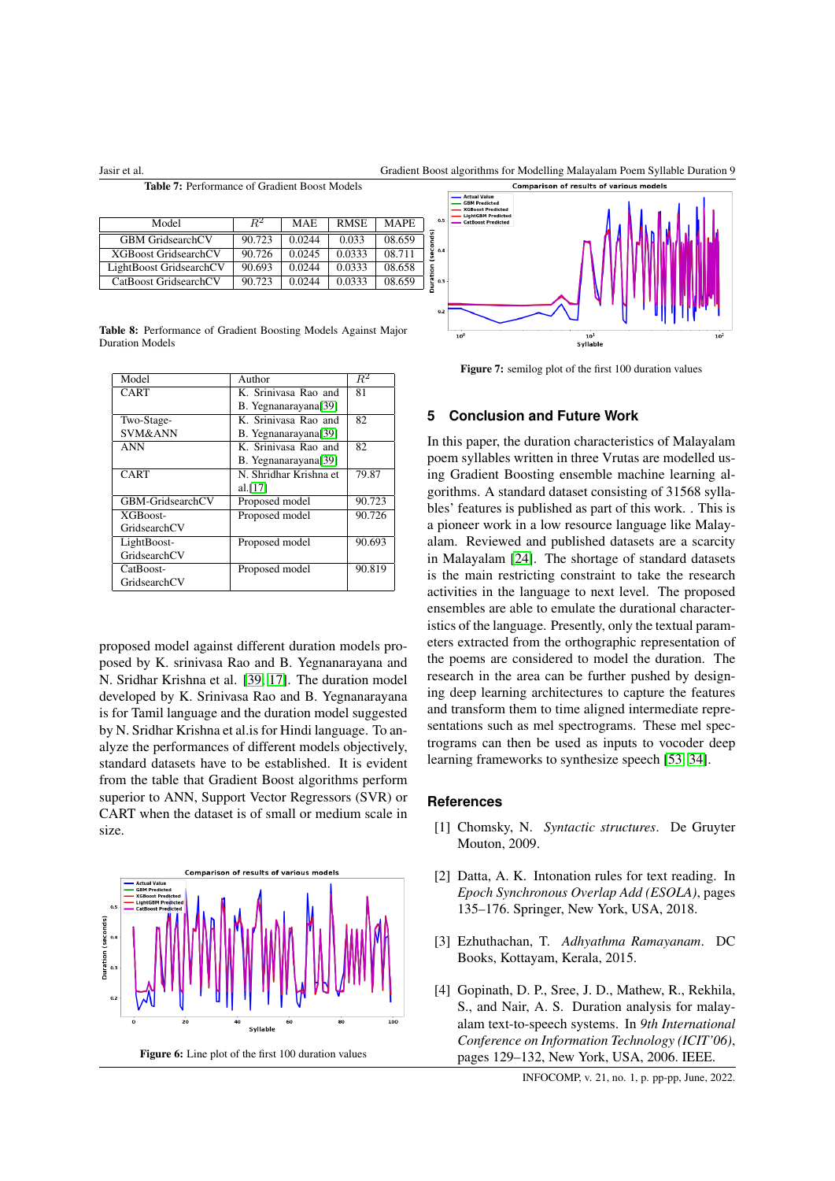Table 7: Performance of Gradient Boost Models

| Model | $R^2$ | MAE | RMSE | MAPE |
|---|---|---|---|---|
| GBM GridsearchCV | 90.723 | 0.0244 | 0.033 | 08.659 |
| XGBoost GridsearchCV | 90.726 | 0.0245 | 0.0333 | 08.711 |
| LightBoost GridsearchCV | 90.693 | 0.0244 | 0.0333 | 08.658 |
| CatBoost GridsearchCV | 90.723 | 0.0244 | 0.0333 | 08.659 |

Table 8: Performance of Gradient Boosting Models Against Major Duration Models

| Model | Author | $R^2$ |
|---|---|---|
| CART | K. Srinivasa Rao and B. Yegnanarayana[39] | 81 |
| Two-Stage-SVM&ANN | K. Srinivasa Rao and B. Yegnanarayana[39] | 82 |
| ANN | K. Srinivasa Rao and B. Yegnanarayana[39] | 82 |
| CART | N. Shridhar Krishna et al.[17] | 79.87 |
| GBM-GridsearchCV | Proposed model | 90.723 |
| XGBoost-GridsearchCV | Proposed model | 90.726 |
| LightBoost-GridsearchCV | Proposed model | 90.693 |
| CatBoost-GridsearchCV | Proposed model | 90.819 |

proposed model against different duration models proposed by K. srinivasa Rao and B. Yegnanarayana and N. Sridhar Krishna et al. [39] [17]. The duration model developed by K. Srinivasa Rao and B. Yegnanarayana is for Tamil language and the duration model suggested by N. Sridhar Krishna et al.is for Hindi language. To analyze the performances of different models objectively, standard datasets have to be established. It is evident from the table that Gradient Boost algorithms perform superior to ANN, Support Vector Regressors (SVR) or CART when the dataset is of small or medium scale in size.

Figure 6: Line plot of the first 100 duration values

Figure 7: semilog plot of the first 100 duration values

## 5 Conclusion and Future Work

In this paper, the duration characteristics of Malayalam poem syllables written in three Vrutas are modelled using Gradient Boosting ensemble machine learning algorithms. A standard dataset consisting of 31568 syllables' features is published as part of this work. . This is a pioneer work in a low resource language like Malayalam. Reviewed and published datasets are a scarcity in Malayalam [24]. The shortage of standard datasets is the main restricting constraint to take the research activities in the language to next level. The proposed ensembles are able to emulate the durational characteristics of the language. Presently, only the textual parameters extracted from the orthographic representation of the poems are considered to model the duration. The research in the area can be further pushed by designing deep learning architectures to capture the features and transform them to time aligned intermediate representations such as mel spectrograms. These mel spectrograms can then be used as inputs to vocoder deep learning frameworks to synthesize speech [53] [34].

## References

[1] Chomsky, N. *Syntactic structures*. De Gruyter Mouton, 2009.

[2] Datta, A. K. Intonation rules for text reading. In *Epoch Synchronous Overlap Add (ESOLA)*, pages 135–176. Springer, New York, USA, 2018.

[3] Ezhuthachan, T. *Adhyathma Ramayanam*. DC Books, Kottayam, Kerala, 2015.

[4] Gopinath, D. P., Sree, J. D., Mathew, R., Rekhila, S., and Nair, A. S. Duration analysis for malayalam text-to-speech systems. In *9th International Conference on Information Technology (ICIT'06)*, pages 129–132, New York, USA, 2006. IEEE.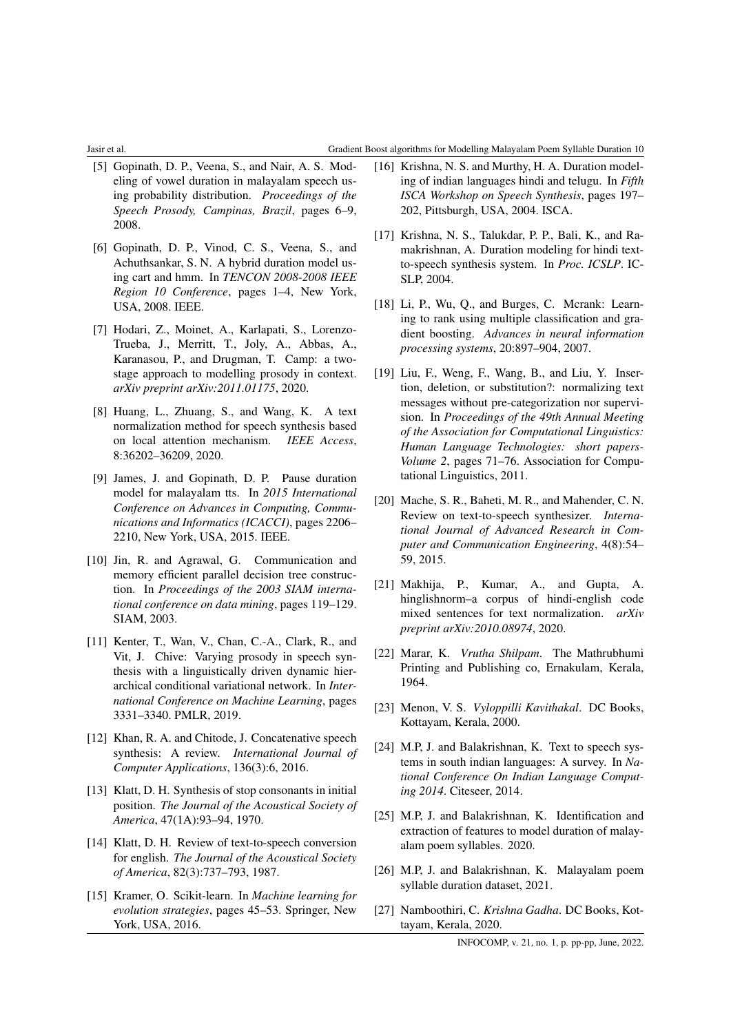[5] Gopinath, D. P., Veena, S., and Nair, A. S. Modeling of vowel duration in malayalam speech using probability distribution. *Proceedings of the Speech Prosody, Campinas, Brazil*, pages 6–9, 2008.

[6] Gopinath, D. P., Vinod, C. S., Veena, S., and Achuthsankar, S. N. A hybrid duration model using cart and hmm. In *TENCON 2008-2008 IEEE Region 10 Conference*, pages 1–4, New York, USA, 2008. IEEE.

[7] Hodari, Z., Moinet, A., Karlapati, S., Lorenzo-Trueba, J., Merritt, T., Joly, A., Abbas, A., Karanasou, P., and Drugman, T. Camp: a two-stage approach to modelling prosody in context. *arXiv preprint arXiv:2011.01175*, 2020.

[8] Huang, L., Zhuang, S., and Wang, K. A text normalization method for speech synthesis based on local attention mechanism. *IEEE Access*, 8:36202–36209, 2020.

[9] James, J. and Gopinath, D. P. Pause duration model for malayalam tts. In *2015 International Conference on Advances in Computing, Communications and Informatics (ICACCI)*, pages 2206–2210, New York, USA, 2015. IEEE.

[10] Jin, R. and Agrawal, G. Communication and memory efficient parallel decision tree construction. In *Proceedings of the 2003 SIAM international conference on data mining*, pages 119–129. SIAM, 2003.

[11] Kenter, T., Wan, V., Chan, C.-A., Clark, R., and Vit, J. Chive: Varying prosody in speech synthesis with a linguistically driven dynamic hierarchical conditional variational network. In *International Conference on Machine Learning*, pages 3331–3340. PMLR, 2019.

[12] Khan, R. A. and Chitode, J. Concatenative speech synthesis: A review. *International Journal of Computer Applications*, 136(3):6, 2016.

[13] Klatt, D. H. Synthesis of stop consonants in initial position. *The Journal of the Acoustical Society of America*, 47(1A):93–94, 1970.

[14] Klatt, D. H. Review of text-to-speech conversion for english. *The Journal of the Acoustical Society of America*, 82(3):737–793, 1987.

[15] Kramer, O. Scikit-learn. In *Machine learning for evolution strategies*, pages 45–53. Springer, New York, USA, 2016.

[16] Krishna, N. S. and Murthy, H. A. Duration modeling of indian languages hindi and telugu. In *Fifth ISCA Workshop on Speech Synthesis*, pages 197–202, Pittsburgh, USA, 2004. ISCA.

[17] Krishna, N. S., Talukdar, P. P., Bali, K., and Ramakrishnan, A. Duration modeling for hindi text-to-speech synthesis system. In *Proc. ICSLP*. ICSLP, 2004.

[18] Li, P., Wu, Q., and Burges, C. Mcrank: Learning to rank using multiple classification and gradient boosting. *Advances in neural information processing systems*, 20:897–904, 2007.

[19] Liu, F., Weng, F., Wang, B., and Liu, Y. Insertion, deletion, or substitution?: normalizing text messages without pre-categorization nor supervision. In *Proceedings of the 49th Annual Meeting of the Association for Computational Linguistics: Human Language Technologies: short papers-Volume 2*, pages 71–76. Association for Computational Linguistics, 2011.

[20] Mache, S. R., Baheti, M. R., and Mahender, C. N. Review on text-to-speech synthesizer. *International Journal of Advanced Research in Computer and Communication Engineering*, 4(8):54–59, 2015.

[21] Makhija, P., Kumar, A., and Gupta, A. hinglishnorm–a corpus of hindi-english code mixed sentences for text normalization. *arXiv preprint arXiv:2010.08974*, 2020.

[22] Marar, K. *Vrutha Shilpam*. The Mathrubhumi Printing and Publishing co, Ernakulam, Kerala, 1964.

[23] Menon, V. S. *Vyloppilli Kavithakal*. DC Books, Kottayam, Kerala, 2000.

[24] M.P, J. and Balakrishnan, K. Text to speech systems in south indian languages: A survey. In *National Conference On Indian Language Computing 2014*. Citeseer, 2014.

[25] M.P, J. and Balakrishnan, K. Identification and extraction of features to model duration of malayalam poem syllables. 2020.

[26] M.P, J. and Balakrishnan, K. Malayalam poem syllable duration dataset, 2021.

[27] Namboothiri, C. *Krishna Gadha*. DC Books, Kottayam, Kerala, 2020.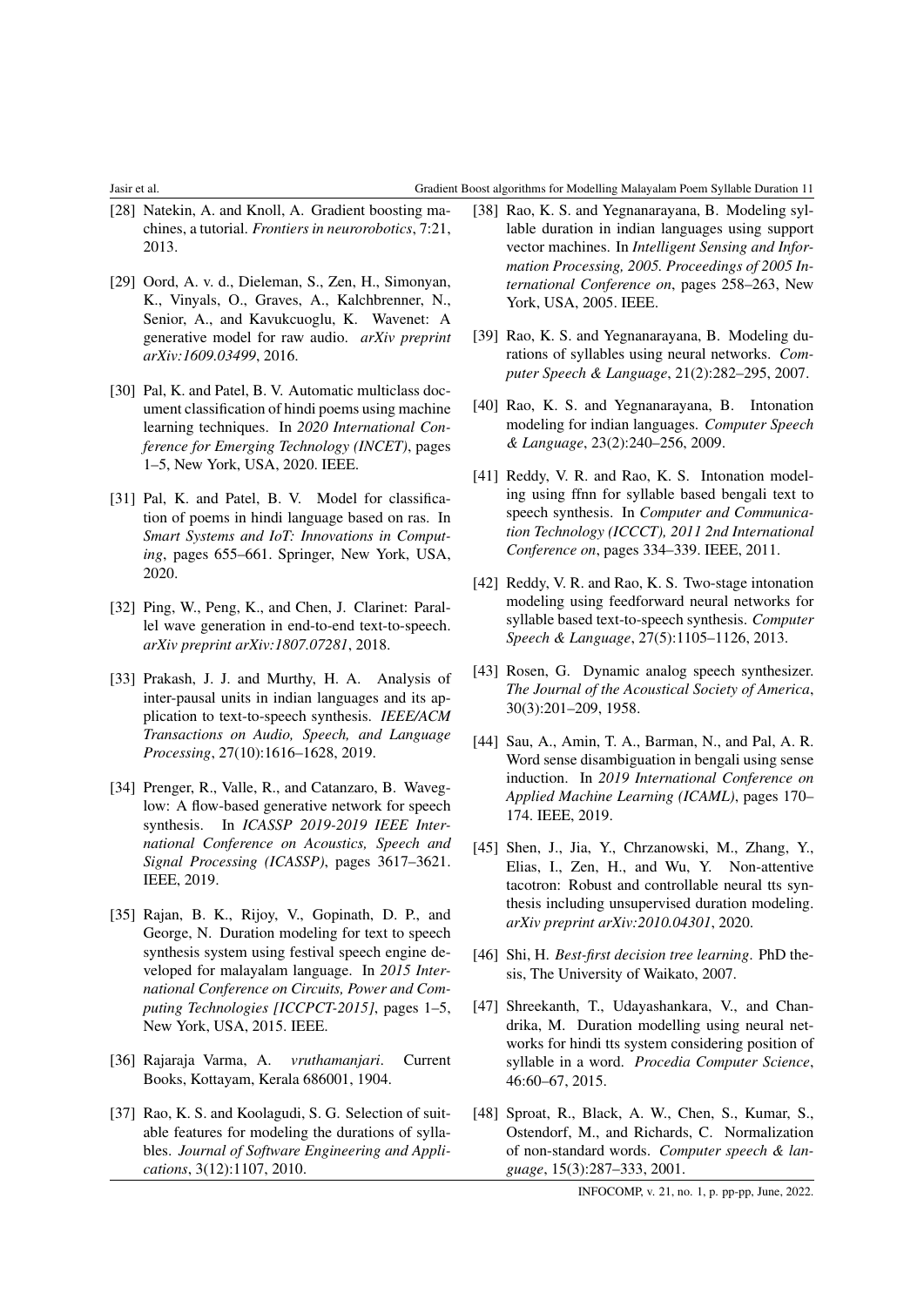[28] Natekin, A. and Knoll, A. Gradient boosting machines, a tutorial. *Frontiers in neurorobotics*, 7:21, 2013.

[29] Oord, A. v. d., Dieleman, S., Zen, H., Simonyan, K., Vinyals, O., Graves, A., Kalchbrenner, N., Senior, A., and Kavukcuoglu, K. Wavenet: A generative model for raw audio. *arXiv preprint arXiv:1609.03499*, 2016.

[30] Pal, K. and Patel, B. V. Automatic multiclass document classification of hindi poems using machine learning techniques. In *2020 International Conference for Emerging Technology (INCET)*, pages 1–5, New York, USA, 2020. IEEE.

[31] Pal, K. and Patel, B. V. Model for classification of poems in hindi language based on ras. In *Smart Systems and IoT: Innovations in Computing*, pages 655–661. Springer, New York, USA, 2020.

[32] Ping, W., Peng, K., and Chen, J. Clarinet: Parallel wave generation in end-to-end text-to-speech. *arXiv preprint arXiv:1807.07281*, 2018.

[33] Prakash, J. J. and Murthy, H. A. Analysis of inter-pausal units in indian languages and its application to text-to-speech synthesis. *IEEE/ACM Transactions on Audio, Speech, and Language Processing*, 27(10):1616–1628, 2019.

[34] Prenger, R., Valle, R., and Catanzaro, B. Waveglow: A flow-based generative network for speech synthesis. In *ICASSP 2019-2019 IEEE International Conference on Acoustics, Speech and Signal Processing (ICASSP)*, pages 3617–3621. IEEE, 2019.

[35] Rajan, B. K., Rijoy, V., Gopinath, D. P., and George, N. Duration modeling for text to speech synthesis system using festival speech engine developed for malayalam language. In *2015 International Conference on Circuits, Power and Computing Technologies [ICCPCT-2015]*, pages 1–5, New York, USA, 2015. IEEE.

[36] Rajaraja Varma, A. *vruthamanjari*. Current Books, Kottayam, Kerala 686001, 1904.

[37] Rao, K. S. and Koolagudi, S. G. Selection of suitable features for modeling the durations of syllables. *Journal of Software Engineering and Applications*, 3(12):1107, 2010.

[38] Rao, K. S. and Yegnanarayana, B. Modeling syllable duration in indian languages using support vector machines. In *Intelligent Sensing and Information Processing, 2005. Proceedings of 2005 International Conference on*, pages 258–263, New York, USA, 2005. IEEE.

[39] Rao, K. S. and Yegnanarayana, B. Modeling durations of syllables using neural networks. *Computer Speech & Language*, 21(2):282–295, 2007.

[40] Rao, K. S. and Yegnanarayana, B. Intonation modeling for indian languages. *Computer Speech & Language*, 23(2):240–256, 2009.

[41] Reddy, V. R. and Rao, K. S. Intonation modeling using ffnn for syllable based bengali text to speech synthesis. In *Computer and Communication Technology (ICCCT), 2011 2nd International Conference on*, pages 334–339. IEEE, 2011.

[42] Reddy, V. R. and Rao, K. S. Two-stage intonation modeling using feedforward neural networks for syllable based text-to-speech synthesis. *Computer Speech & Language*, 27(5):1105–1126, 2013.

[43] Rosen, G. Dynamic analog speech synthesizer. *The Journal of the Acoustical Society of America*, 30(3):201–209, 1958.

[44] Sau, A., Amin, T. A., Barman, N., and Pal, A. R. Word sense disambiguation in bengali using sense induction. In *2019 International Conference on Applied Machine Learning (ICAML)*, pages 170–174. IEEE, 2019.

[45] Shen, J., Jia, Y., Chrzanowski, M., Zhang, Y., Elias, I., Zen, H., and Wu, Y. Non-attentive tacotron: Robust and controllable neural tts synthesis including unsupervised duration modeling. *arXiv preprint arXiv:2010.04301*, 2020.

[46] Shi, H. *Best-first decision tree learning*. PhD thesis, The University of Waikato, 2007.

[47] Shreekanth, T., Udayashankara, V., and Chandrika, M. Duration modelling using neural networks for hindi tts system considering position of syllable in a word. *Procedia Computer Science*, 46:60–67, 2015.

[48] Sproat, R., Black, A. W., Chen, S., Kumar, S., Ostendorf, M., and Richards, C. Normalization of non-standard words. *Computer speech & language*, 15(3):287–333, 2001.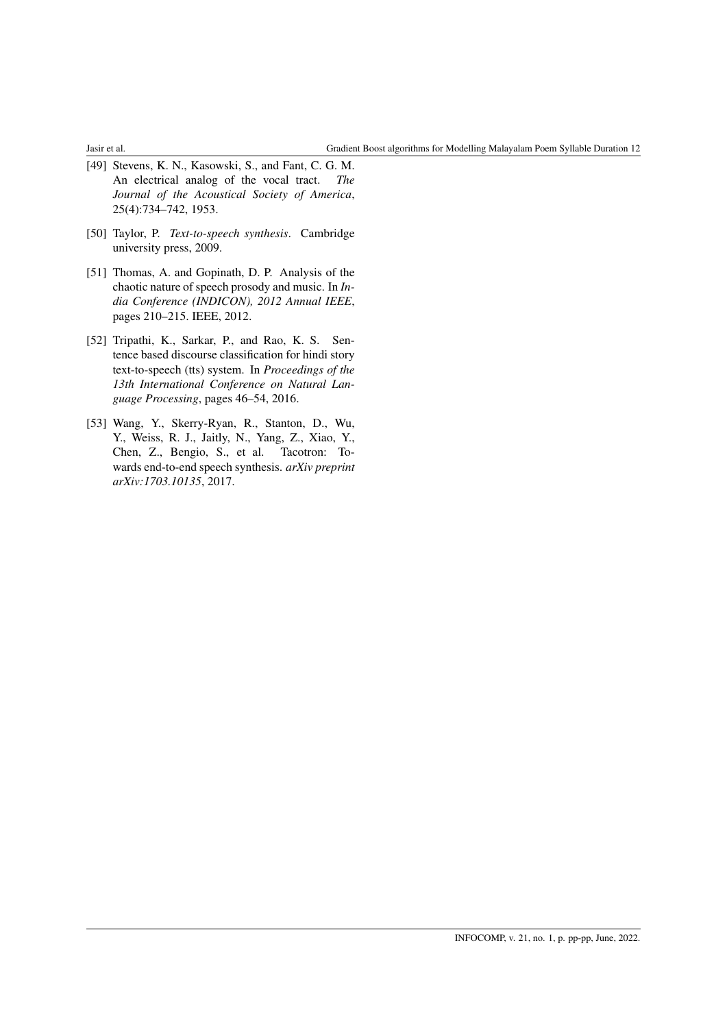[49] Stevens, K. N., Kasowski, S., and Fant, C. G. M. An electrical analog of the vocal tract. *The Journal of the Acoustical Society of America*, 25(4):734–742, 1953.

[50] Taylor, P. *Text-to-speech synthesis*. Cambridge university press, 2009.

[51] Thomas, A. and Gopinath, D. P. Analysis of the chaotic nature of speech prosody and music. In *India Conference (INDICON), 2012 Annual IEEE*, pages 210–215. IEEE, 2012.

[52] Tripathi, K., Sarkar, P., and Rao, K. S. Sentence based discourse classification for hindi story text-to-speech (tts) system. In *Proceedings of the 13th International Conference on Natural Language Processing*, pages 46–54, 2016.

[53] Wang, Y., Skerry-Ryan, R., Stanton, D., Wu, Y., Weiss, R. J., Jaitly, N., Yang, Z., Xiao, Y., Chen, Z., Bengio, S., et al. Tacotron: Towards end-to-end speech synthesis. *arXiv preprint arXiv:1703.10135*, 2017.